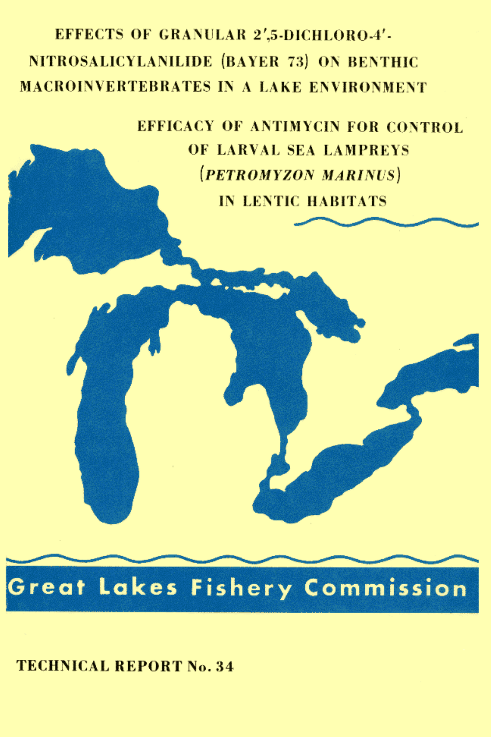# EFFECTS OF GRANULAR 2′,5-DICHLORO-4′-NITROSALICYLANILIDE (BAYER 73) ON BENTHIC MACROINVERTEBRATES IN A LAKE ENVIRONMENT

# EFFICACY OF ANTIMYCIN FOR CONTROL OF LARVAL SEA LAMPREYS (*PETROMYZON MARINUS*) IN LENTIC HABITATS

**Great Lakes Fishery Commission**

**TECHNICAL REPORT No. 34**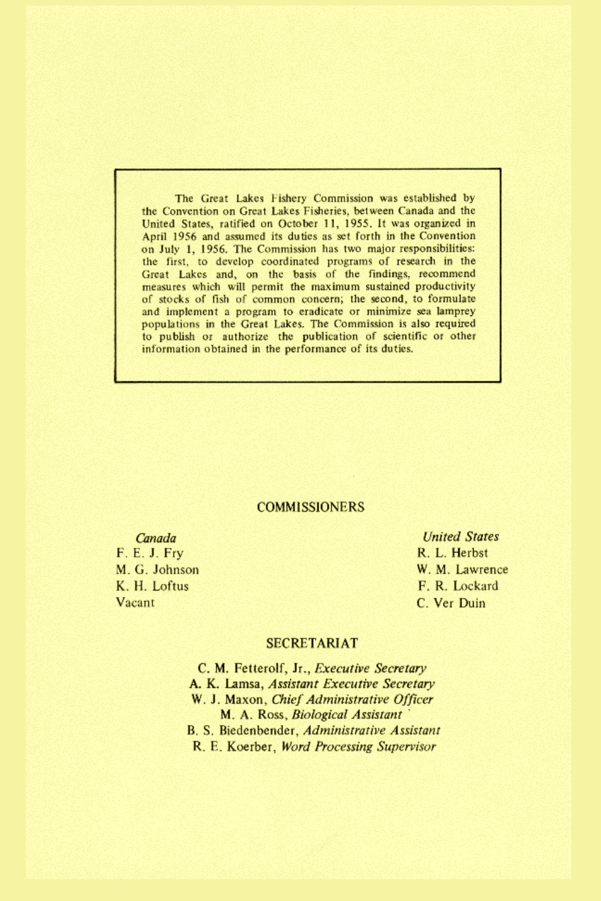The Great Lakes Fishery Commission was established by the Convention on Great Lakes Fisheries, between Canada and the United States, ratified on October 11, 1955. It was organized in April 1956 and assumed its duties as set forth in the Convention on July 1, 1956. The Commission has two major responsibilities: the first, to develop coordinated programs of research in the Great Lakes and, on the basis of the findings, recommend measures which will permit the maximum sustained productivity of stocks of fish of common concern; the second, to formulate and implement a program to eradicate or minimize sea lamprey populations in the Great Lakes. The Commission is also required to publish or authorize the publication of scientific or other information obtained in the performance of its duties.

## COMMISSIONERS

*Canada*

F. E. J. Fry
M. G. Johnson
K. H. Loftus
Vacant

*United States*

R. L. Herbst
W. M. Lawrence
F. R. Lockard
C. Ver Duin

## SECRETARIAT

C. M. Fetterolf, Jr., *Executive Secretary*
A. K. Lamsa, *Assistant Executive Secretary*
W. J. Maxon, *Chief Administrative Officer*
M. A. Ross, *Biological Assistant*
B. S. Biedenbender, *Administrative Assistant*
R. E. Koerber, *Word Processing Supervisor*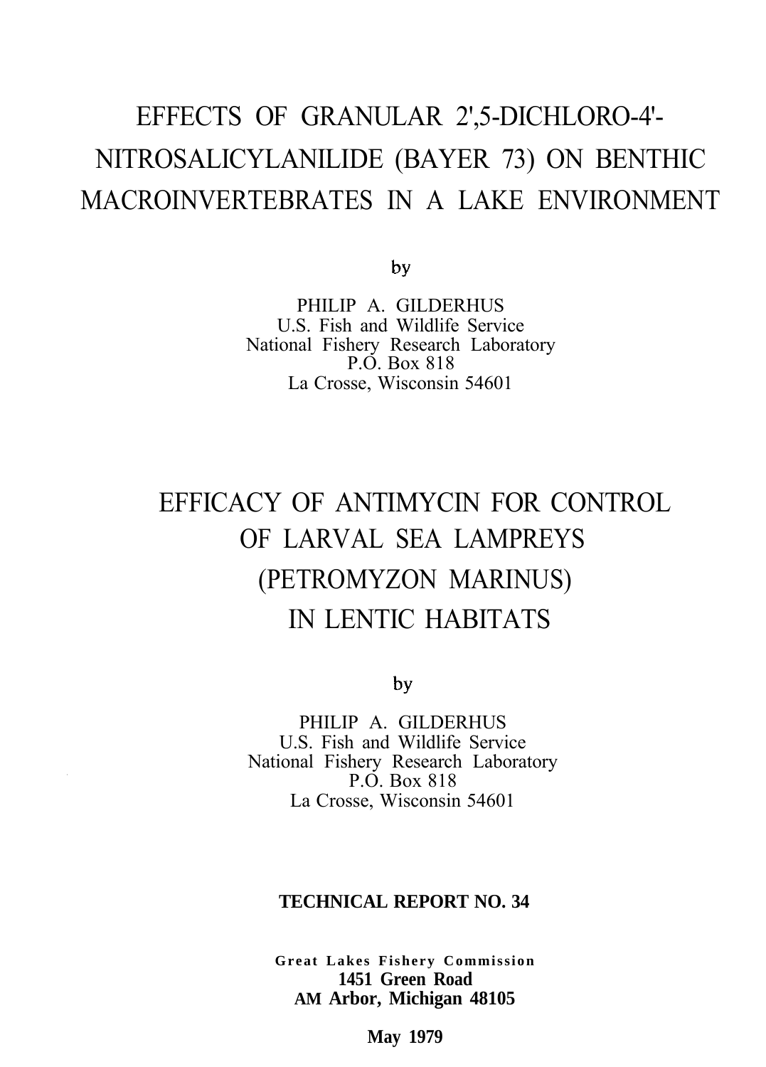# EFFECTS OF GRANULAR 2',5-DICHLORO-4'-NITROSALICYLANILIDE (BAYER 73) ON BENTHIC MACROINVERTEBRATES IN A LAKE ENVIRONMENT

by

PHILIP A. GILDERHUS
U.S. Fish and Wildlife Service
National Fishery Research Laboratory
P.O. Box 818
La Crosse, Wisconsin 54601

# EFFICACY OF ANTIMYCIN FOR CONTROL OF LARVAL SEA LAMPREYS (PETROMYZON MARINUS) IN LENTIC HABITATS

by

PHILIP A. GILDERHUS
U.S. Fish and Wildlife Service
National Fishery Research Laboratory
P.O. Box 818
La Crosse, Wisconsin 54601

**TECHNICAL REPORT NO. 34**

**Great Lakes Fishery Commission**
**1451 Green Road**
**AM Arbor, Michigan 48105**

**May 1979**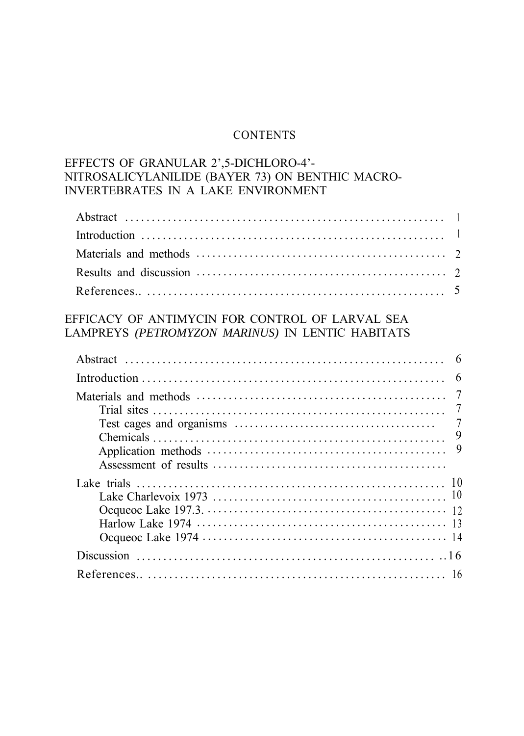# CONTENTS

## EFFECTS OF GRANULAR 2',5-DICHLORO-4'-NITROSALICYLANILIDE (BAYER 73) ON BENTHIC MACRO-INVERTEBRATES IN A LAKE ENVIRONMENT

| | |
|---|---|
| Abstract | 1 |
| Introduction | 1 |
| Materials and methods | 2 |
| Results and discussion | 2 |
| References.. | 5 |

## EFFICACY OF ANTIMYCIN FOR CONTROL OF LARVAL SEA LAMPREYS *(PETROMYZON MARINUS)* IN LENTIC HABITATS

| | |
|---|---|
| Abstract | 6 |
| Introduction | 6 |
| Materials and methods | 7 |
| Trial sites | 7 |
| Test cages and organisms | 7 |
| Chemicals | 9 |
| Application methods | 9 |
| Assessment of results | |
| Lake trials | 10 |
| Lake Charlevoix 1973 | 10 |
| Ocqueoc Lake 197.3. | 12 |
| Harlow Lake 1974 | 13 |
| Ocqueoc Lake 1974 | 14 |
| Discussion | ..16 |
| References.. | 16 |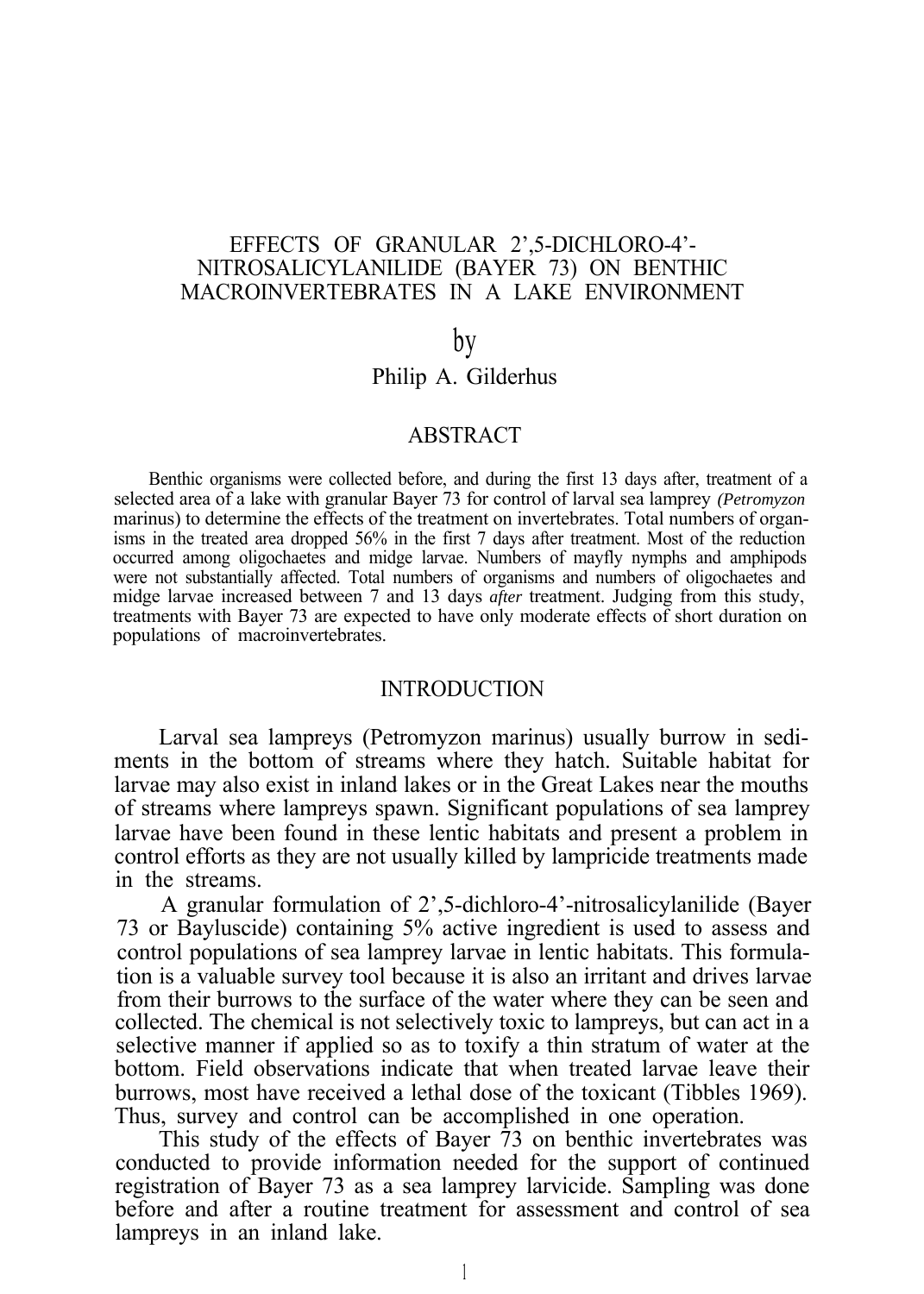# EFFECTS OF GRANULAR 2',5-DICHLORO-4'-NITROSALICYLANILIDE (BAYER 73) ON BENTHIC MACROINVERTEBRATES IN A LAKE ENVIRONMENT

by

Philip A. Gilderhus

## ABSTRACT

Benthic organisms were collected before, and during the first 13 days after, treatment of a selected area of a lake with granular Bayer 73 for control of larval sea lamprey *(Petromyzon* marinus) to determine the effects of the treatment on invertebrates. Total numbers of organisms in the treated area dropped 56% in the first 7 days after treatment. Most of the reduction occurred among oligochaetes and midge larvae. Numbers of mayfly nymphs and amphipods were not substantially affected. Total numbers of organisms and numbers of oligochaetes and midge larvae increased between 7 and 13 days *after* treatment. Judging from this study, treatments with Bayer 73 are expected to have only moderate effects of short duration on populations of macroinvertebrates.

## INTRODUCTION

Larval sea lampreys (Petromyzon marinus) usually burrow in sediments in the bottom of streams where they hatch. Suitable habitat for larvae may also exist in inland lakes or in the Great Lakes near the mouths of streams where lampreys spawn. Significant populations of sea lamprey larvae have been found in these lentic habitats and present a problem in control efforts as they are not usually killed by lampricide treatments made in the streams.

A granular formulation of 2',5-dichloro-4'-nitrosalicylanilide (Bayer 73 or Bayluscide) containing 5% active ingredient is used to assess and control populations of sea lamprey larvae in lentic habitats. This formulation is a valuable survey tool because it is also an irritant and drives larvae from their burrows to the surface of the water where they can be seen and collected. The chemical is not selectively toxic to lampreys, but can act in a selective manner if applied so as to toxify a thin stratum of water at the bottom. Field observations indicate that when treated larvae leave their burrows, most have received a lethal dose of the toxicant (Tibbles 1969). Thus, survey and control can be accomplished in one operation.

This study of the effects of Bayer 73 on benthic invertebrates was conducted to provide information needed for the support of continued registration of Bayer 73 as a sea lamprey larvicide. Sampling was done before and after a routine treatment for assessment and control of sea lampreys in an inland lake.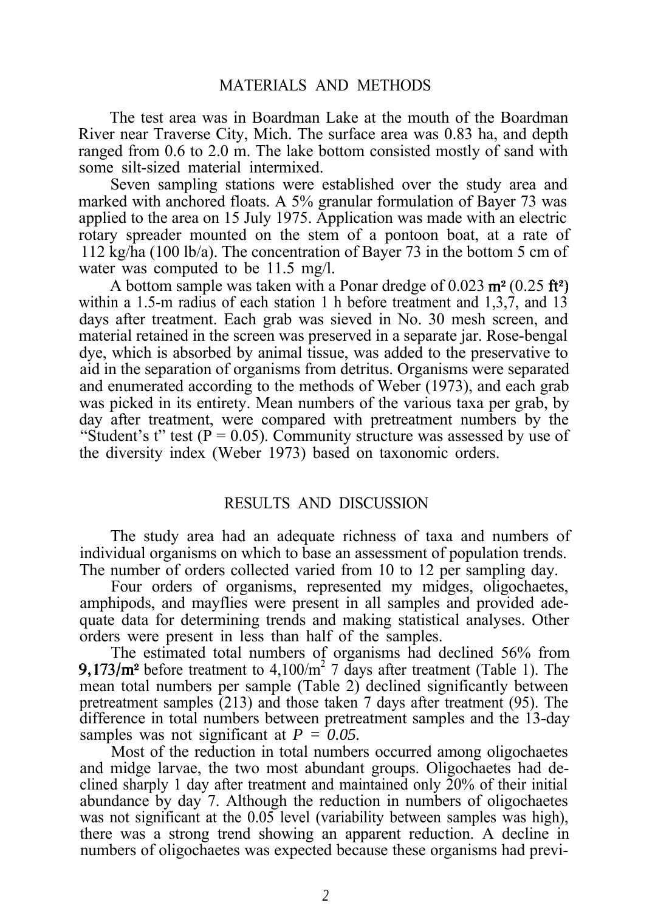## MATERIALS AND METHODS

The test area was in Boardman Lake at the mouth of the Boardman River near Traverse City, Mich. The surface area was 0.83 ha, and depth ranged from 0.6 to 2.0 m. The lake bottom consisted mostly of sand with some silt-sized material intermixed.

Seven sampling stations were established over the study area and marked with anchored floats. A 5% granular formulation of Bayer 73 was applied to the area on 15 July 1975. Application was made with an electric rotary spreader mounted on the stem of a pontoon boat, at a rate of 112 kg/ha (100 lb/a). The concentration of Bayer 73 in the bottom 5 cm of water was computed to be 11.5 mg/l.

A bottom sample was taken with a Ponar dredge of 0.023 $m^2$ (0.25 $ft^2$) within a 1.5-m radius of each station 1 h before treatment and 1,3,7, and 13 days after treatment. Each grab was sieved in No. 30 mesh screen, and material retained in the screen was preserved in a separate jar. Rose-bengal dye, which is absorbed by animal tissue, was added to the preservative to aid in the separation of organisms from detritus. Organisms were separated and enumerated according to the methods of Weber (1973), and each grab was picked in its entirety. Mean numbers of the various taxa per grab, by day after treatment, were compared with pretreatment numbers by the "Student's t" test ($P = 0.05$). Community structure was assessed by use of the diversity index (Weber 1973) based on taxonomic orders.

## RESULTS AND DISCUSSION

The study area had an adequate richness of taxa and numbers of individual organisms on which to base an assessment of population trends. The number of orders collected varied from 10 to 12 per sampling day.

Four orders of organisms, represented my midges, oligochaetes, amphipods, and mayflies were present in all samples and provided adequate data for determining trends and making statistical analyses. Other orders were present in less than half of the samples.

The estimated total numbers of organisms had declined 56% from 9,173/$m^2$ before treatment to 4,100/$m^2$ 7 days after treatment (Table 1). The mean total numbers per sample (Table 2) declined significantly between pretreatment samples (213) and those taken 7 days after treatment (95). The difference in total numbers between pretreatment samples and the 13-day samples was not significant at $P = 0.05$.

Most of the reduction in total numbers occurred among oligochaetes and midge larvae, the two most abundant groups. Oligochaetes had declined sharply 1 day after treatment and maintained only 20% of their initial abundance by day 7. Although the reduction in numbers of oligochaetes was not significant at the 0.05 level (variability between samples was high), there was a strong trend showing an apparent reduction. A decline in numbers of oligochaetes was expected because these organisms had previ-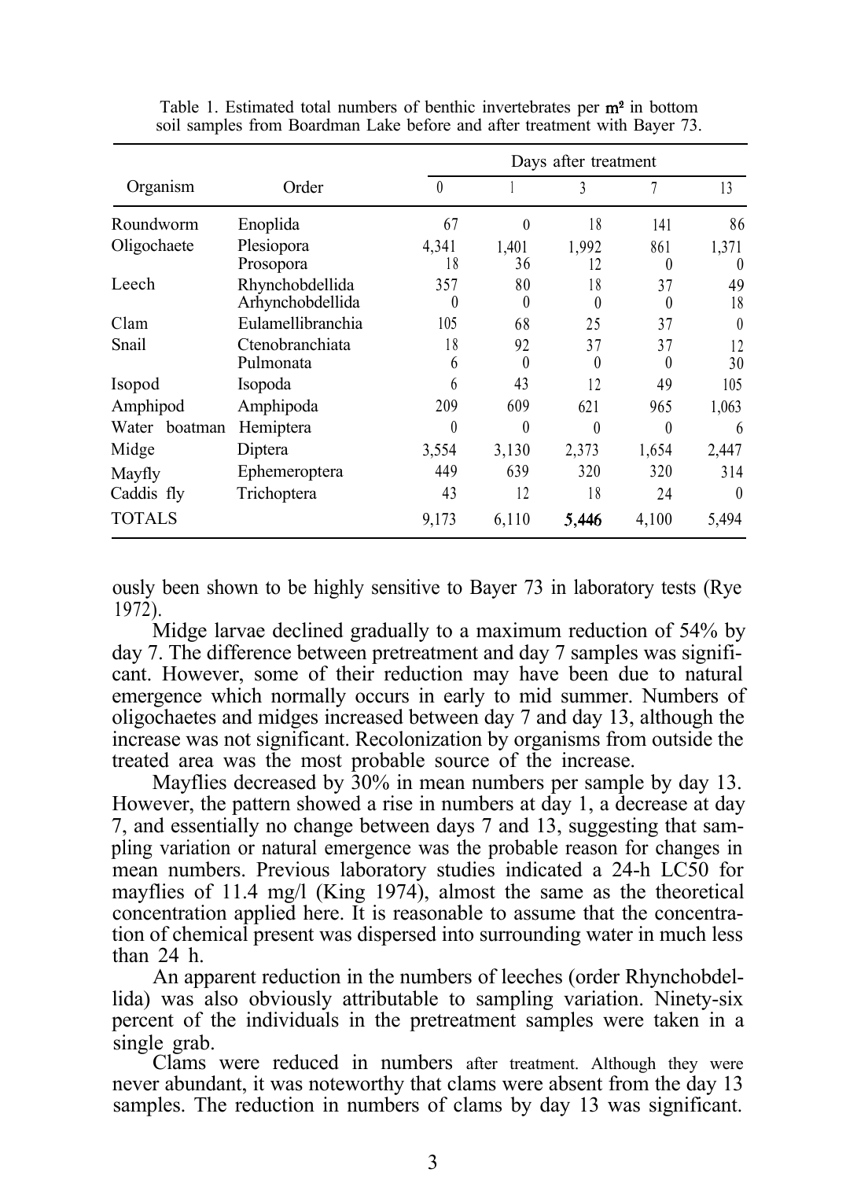Table 1. Estimated total numbers of benthic invertebrates per $m^2$ in bottom soil samples from Boardman Lake before and after treatment with Bayer 73.

| Organism | Order | Days after treatment | | | | |
|---|---|---|---|---|---|---|
| | | 0 | 1 | 3 | 7 | 13 |
| Roundworm | Enoplida | 67 | 0 | 18 | 141 | 86 |
| Oligochaete | Plesiopora | 4,341 | 1,401 | 1,992 | 861 | 1,371 |
| | Prosopora | 18 | 36 | 12 | 0 | 0 |
| Leech | Rhynchobdellida | 357 | 80 | 18 | 37 | 49 |
| | Arhynchobdellida | 0 | 0 | 0 | 0 | 18 |
| Clam | Eulamellibranchia | 105 | 68 | 25 | 37 | 0 |
| Snail | Ctenobranchiata | 18 | 92 | 37 | 37 | 12 |
| | Pulmonata | 6 | 0 | 0 | 0 | 30 |
| Isopod | Isopoda | 6 | 43 | 12 | 49 | 105 |
| Amphipod | Amphipoda | 209 | 609 | 621 | 965 | 1,063 |
| Water boatman | Hemiptera | 0 | 0 | 0 | 0 | 6 |
| Midge | Diptera | 3,554 | 3,130 | 2,373 | 1,654 | 2,447 |
| Mayfly | Ephemeroptera | 449 | 639 | 320 | 320 | 314 |
| Caddis fly | Trichoptera | 43 | 12 | 18 | 24 | 0 |
| TOTALS | | 9,173 | 6,110 | 5,446 | 4,100 | 5,494 |

ously been shown to be highly sensitive to Bayer 73 in laboratory tests (Rye 1972).

Midge larvae declined gradually to a maximum reduction of 54% by day 7. The difference between pretreatment and day 7 samples was significant. However, some of their reduction may have been due to natural emergence which normally occurs in early to mid summer. Numbers of oligochaetes and midges increased between day 7 and day 13, although the increase was not significant. Recolonization by organisms from outside the treated area was the most probable source of the increase.

Mayflies decreased by 30% in mean numbers per sample by day 13. However, the pattern showed a rise in numbers at day 1, a decrease at day 7, and essentially no change between days 7 and 13, suggesting that sampling variation or natural emergence was the probable reason for changes in mean numbers. Previous laboratory studies indicated a 24-h LC50 for mayflies of 11.4 mg/l (King 1974), almost the same as the theoretical concentration applied here. It is reasonable to assume that the concentration of chemical present was dispersed into surrounding water in much less than 24 h.

An apparent reduction in the numbers of leeches (order Rhynchobdellida) was also obviously attributable to sampling variation. Ninety-six percent of the individuals in the pretreatment samples were taken in a single grab.

Clams were reduced in numbers after treatment. Although they were never abundant, it was noteworthy that clams were absent from the day 13 samples. The reduction in numbers of clams by day 13 was significant.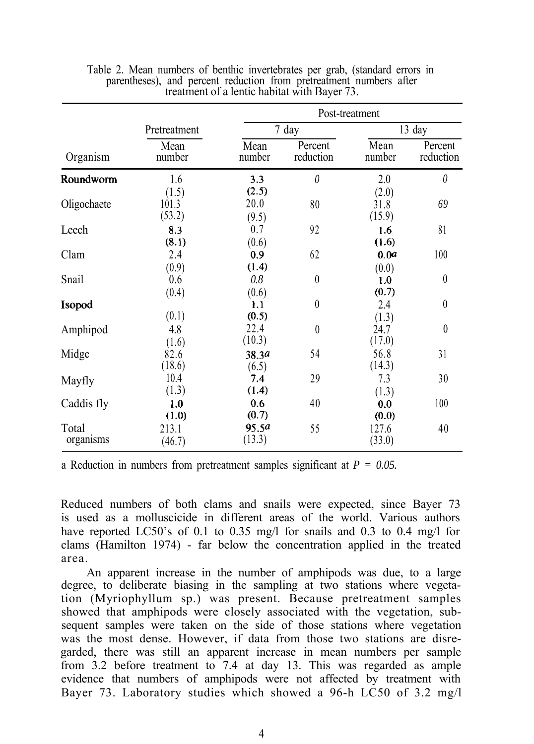Table 2. Mean numbers of benthic invertebrates per grab, (standard errors in parentheses), and percent reduction from pretreatment numbers after treatment of a lentic habitat with Bayer 73.

| | Pretreatment | Post-treatment | | | |
|---|---|---|---|---|---|
| | | 7 day | | 13 day | |
| Organism | Mean number | Mean number | Percent reduction | Mean number | Percent reduction |
| Roundworm | 1.6 (1.5) | 3.3 (2.5) | 0 | 2.0 (2.0) | 0 |
| Oligochaete | 101.3 (53.2) | 20.0 (9.5) | 80 | 31.8 (15.9) | 69 |
| Leech | 8.3 (8.1) | 0.7 (0.6) | 92 | 1.6 (1.6) | 81 |
| Clam | 2.4 (0.9) | 0.9 (1.4) | 62 | 0.0[a] (0.0) | 100 |
| Snail | 0.6 (0.4) | 0.8 (0.6) | 0 | 1.0 (0.7) | 0 |
| Isopod | (0.1) | 1.1 (0.5) | 0 | 2.4 (1.3) | 0 |
| Amphipod | 4.8 (1.6) | 22.4 (10.3) | 0 | 24.7 (17.0) | 0 |
| Midge | 82.6 (18.6) | 38.3[a] (6.5) | 54 | 56.8 (14.3) | 31 |
| Mayfly | 10.4 (1.3) | 7.4 (1.4) | 29 | 7.3 (1.3) | 30 |
| Caddis fly | 1.0 (1.0) | 0.6 (0.7) | 40 | 0.0 (0.0) | 100 |
| Total organisms | 213.1 (46.7) | 95.5[a] (13.3) | 55 | 127.6 (33.0) | 40 |

a Reduction in numbers from pretreatment samples significant at $P = 0.05$.

Reduced numbers of both clams and snails were expected, since Bayer 73 is used as a molluscicide in different areas of the world. Various authors have reported LC50's of 0.1 to 0.35 mg/l for snails and 0.3 to 0.4 mg/l for clams (Hamilton 1974) - far below the concentration applied in the treated area.

An apparent increase in the number of amphipods was due, to a large degree, to deliberate biasing in the sampling at two stations where vegetation (Myriophyllum sp.) was present. Because pretreatment samples showed that amphipods were closely associated with the vegetation, subsequent samples were taken on the side of those stations where vegetation was the most dense. However, if data from those two stations are disregarded, there was still an apparent increase in mean numbers per sample from 3.2 before treatment to 7.4 at day 13. This was regarded as ample evidence that numbers of amphipods were not affected by treatment with Bayer 73. Laboratory studies which showed a 96-h LC50 of 3.2 mg/l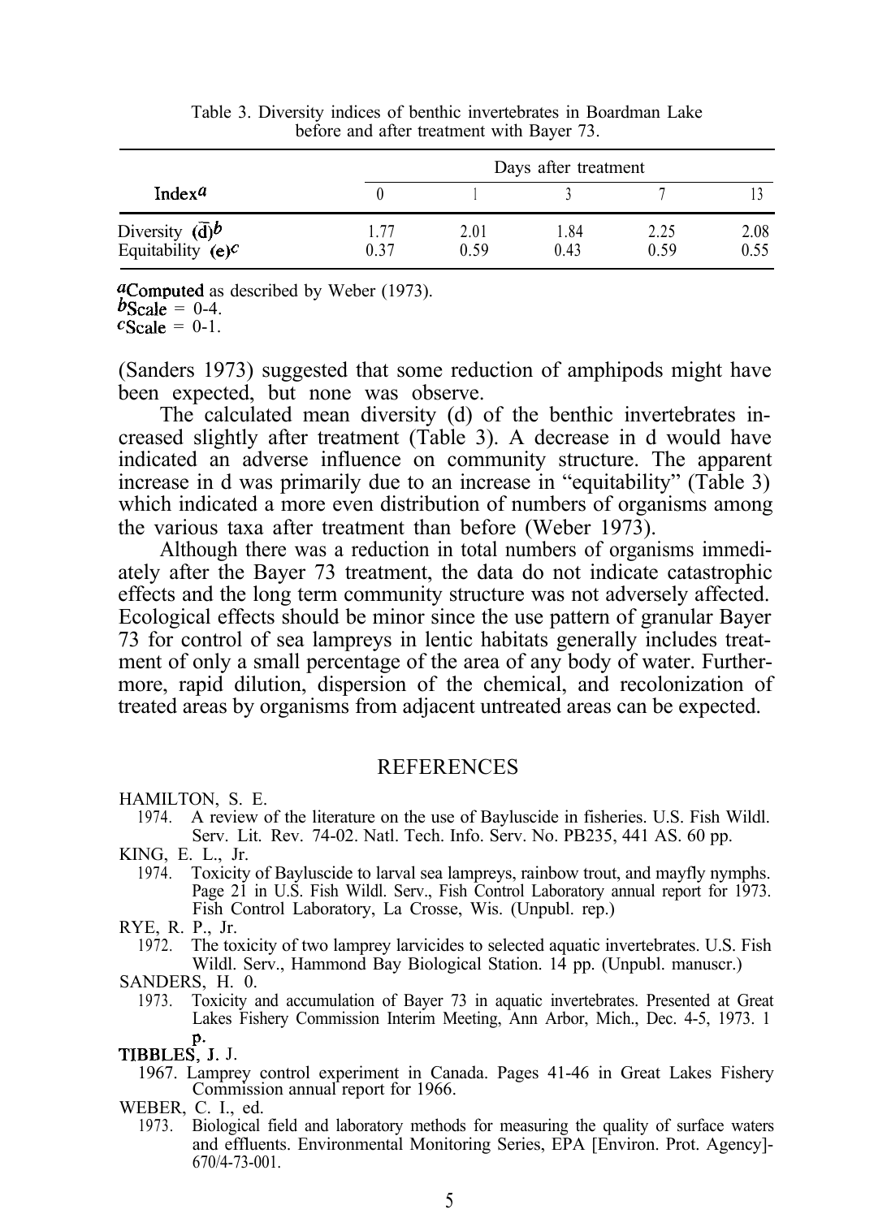Table 3. Diversity indices of benthic invertebrates in Boardman Lake before and after treatment with Bayer 73.

| Index[a] | Days after treatment | | | | |
|---|---|---|---|---|---|
| | 0 | 1 | 3 | 7 | 13 |
| Diversity ($\bar{d}$)[b] | 1.77 | 2.01 | 1.84 | 2.25 | 2.08 |
| Equitability (e)[c] | 0.37 | 0.59 | 0.43 | 0.59 | 0.55 |

[a]Computed as described by Weber (1973).
[b]Scale = 0-4.
[c]Scale = 0-1.

(Sanders 1973) suggested that some reduction of amphipods might have been expected, but none was observe.

The calculated mean diversity (d) of the benthic invertebrates increased slightly after treatment (Table 3). A decrease in d would have indicated an adverse influence on community structure. The apparent increase in d was primarily due to an increase in "equitability" (Table 3) which indicated a more even distribution of numbers of organisms among the various taxa after treatment than before (Weber 1973).

Although there was a reduction in total numbers of organisms immediately after the Bayer 73 treatment, the data do not indicate catastrophic effects and the long term community structure was not adversely affected. Ecological effects should be minor since the use pattern of granular Bayer 73 for control of sea lampreys in lentic habitats generally includes treatment of only a small percentage of the area of any body of water. Furthermore, rapid dilution, dispersion of the chemical, and recolonization of treated areas by organisms from adjacent untreated areas can be expected.

## REFERENCES

HAMILTON, S. E.
1974. A review of the literature on the use of Bayluscide in fisheries. U.S. Fish Wildl. Serv. Lit. Rev. 74-02. Natl. Tech. Info. Serv. No. PB235, 441 AS. 60 pp.

KING, E. L., Jr.
1974. Toxicity of Bayluscide to larval sea lampreys, rainbow trout, and mayfly nymphs. Page 21 in U.S. Fish Wildl. Serv., Fish Control Laboratory annual report for 1973. Fish Control Laboratory, La Crosse, Wis. (Unpubl. rep.)

RYE, R. P., Jr.
1972. The toxicity of two lamprey larvicides to selected aquatic invertebrates. U.S. Fish Wildl. Serv., Hammond Bay Biological Station. 14 pp. (Unpubl. manuscr.)

SANDERS, H. 0.
1973. Toxicity and accumulation of Bayer 73 in aquatic invertebrates. Presented at Great Lakes Fishery Commission Interim Meeting, Ann Arbor, Mich., Dec. 4-5, 1973. 1 p.

TIBBLES, J. J.
1967. Lamprey control experiment in Canada. Pages 41-46 in Great Lakes Fishery Commission annual report for 1966.

WEBER, C. I., ed.
1973. Biological field and laboratory methods for measuring the quality of surface waters and effluents. Environmental Monitoring Series, EPA [Environ. Prot. Agency]-670/4-73-001.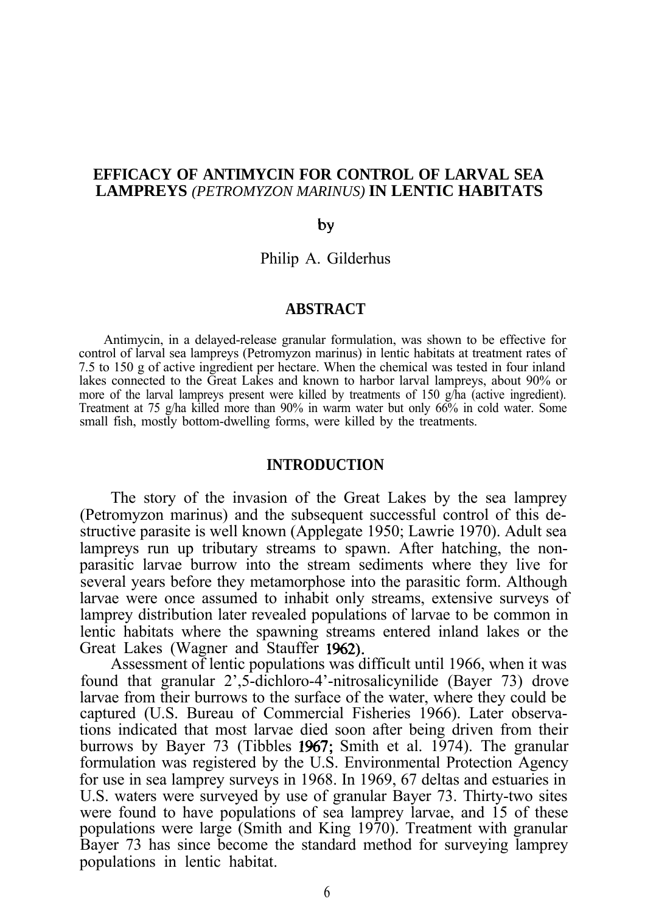## EFFICACY OF ANTIMYCIN FOR CONTROL OF LARVAL SEA LAMPREYS *(PETROMYZON MARINUS)* IN LENTIC HABITATS

by

Philip A. Gilderhus

### ABSTRACT

Antimycin, in a delayed-release granular formulation, was shown to be effective for control of larval sea lampreys (Petromyzon marinus) in lentic habitats at treatment rates of 7.5 to 150 g of active ingredient per hectare. When the chemical was tested in four inland lakes connected to the Great Lakes and known to harbor larval lampreys, about 90% or more of the larval lampreys present were killed by treatments of 150 g/ha (active ingredient). Treatment at 75 g/ha killed more than 90% in warm water but only 66% in cold water. Some small fish, mostly bottom-dwelling forms, were killed by the treatments.

### INTRODUCTION

The story of the invasion of the Great Lakes by the sea lamprey (Petromyzon marinus) and the subsequent successful control of this destructive parasite is well known (Applegate 1950; Lawrie 1970). Adult sea lampreys run up tributary streams to spawn. After hatching, the non-parasitic larvae burrow into the stream sediments where they live for several years before they metamorphose into the parasitic form. Although larvae were once assumed to inhabit only streams, extensive surveys of lamprey distribution later revealed populations of larvae to be common in lentic habitats where the spawning streams entered inland lakes or the Great Lakes (Wagner and Stauffer 1962).

Assessment of lentic populations was difficult until 1966, when it was found that granular 2',5-dichloro-4'-nitrosalicynilide (Bayer 73) drove larvae from their burrows to the surface of the water, where they could be captured (U.S. Bureau of Commercial Fisheries 1966). Later observations indicated that most larvae died soon after being driven from their burrows by Bayer 73 (Tibbles 1967; Smith et al. 1974). The granular formulation was registered by the U.S. Environmental Protection Agency for use in sea lamprey surveys in 1968. In 1969, 67 deltas and estuaries in U.S. waters were surveyed by use of granular Bayer 73. Thirty-two sites were found to have populations of sea lamprey larvae, and 15 of these populations were large (Smith and King 1970). Treatment with granular Bayer 73 has since become the standard method for surveying lamprey populations in lentic habitat.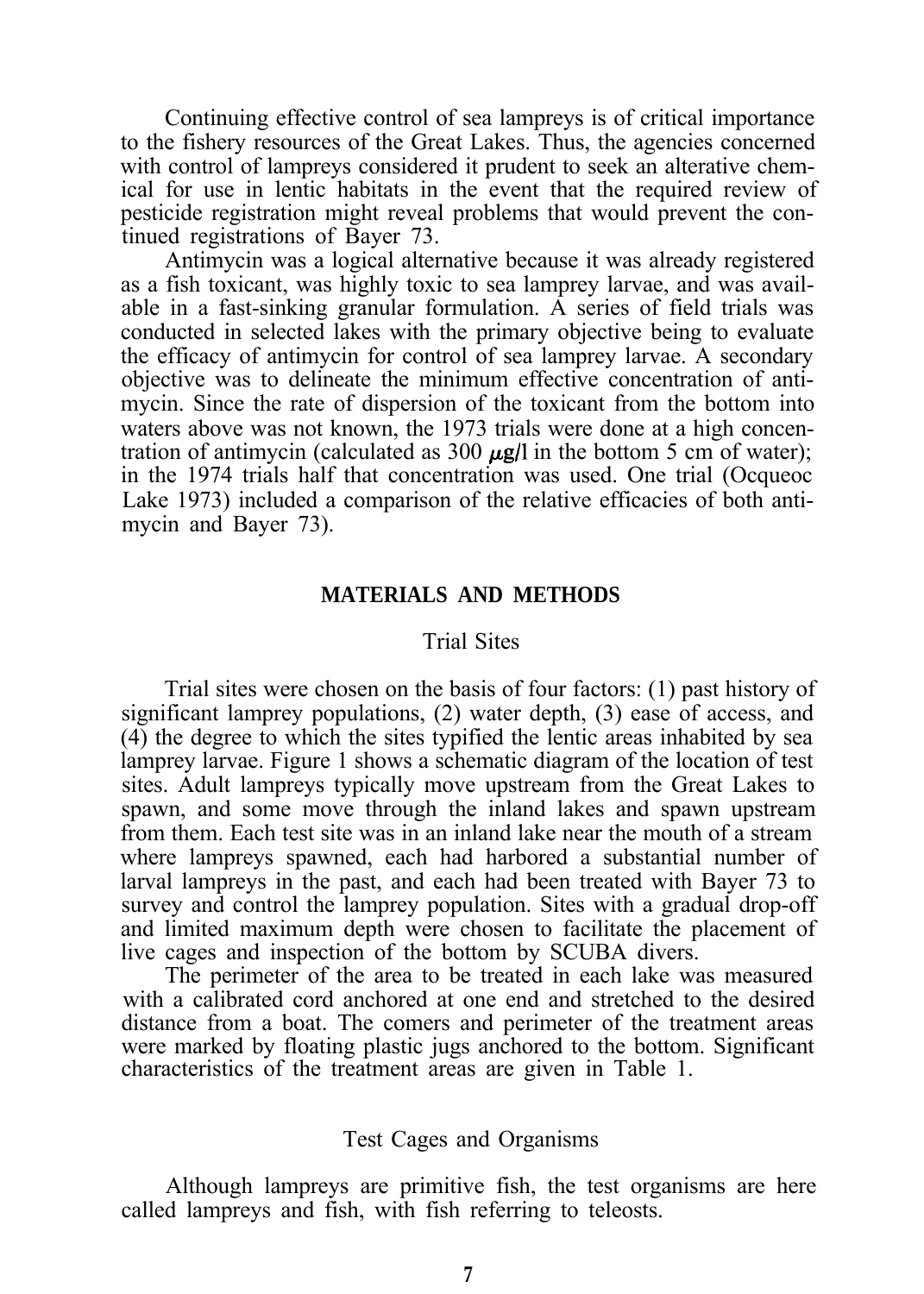Continuing effective control of sea lampreys is of critical importance to the fishery resources of the Great Lakes. Thus, the agencies concerned with control of lampreys considered it prudent to seek an alterative chemical for use in lentic habitats in the event that the required review of pesticide registration might reveal problems that would prevent the continued registrations of Bayer 73.

Antimycin was a logical alternative because it was already registered as a fish toxicant, was highly toxic to sea lamprey larvae, and was available in a fast-sinking granular formulation. A series of field trials was conducted in selected lakes with the primary objective being to evaluate the efficacy of antimycin for control of sea lamprey larvae. A secondary objective was to delineate the minimum effective concentration of antimycin. Since the rate of dispersion of the toxicant from the bottom into waters above was not known, the 1973 trials were done at a high concentration of antimycin (calculated as 300 $\mu g/l$ in the bottom 5 cm of water); in the 1974 trials half that concentration was used. One trial (Ocqueoc Lake 1973) included a comparison of the relative efficacies of both antimycin and Bayer 73).

## MATERIALS AND METHODS

### Trial Sites

Trial sites were chosen on the basis of four factors: (1) past history of significant lamprey populations, (2) water depth, (3) ease of access, and (4) the degree to which the sites typified the lentic areas inhabited by sea lamprey larvae. Figure 1 shows a schematic diagram of the location of test sites. Adult lampreys typically move upstream from the Great Lakes to spawn, and some move through the inland lakes and spawn upstream from them. Each test site was in an inland lake near the mouth of a stream where lampreys spawned, each had harbored a substantial number of larval lampreys in the past, and each had been treated with Bayer 73 to survey and control the lamprey population. Sites with a gradual drop-off and limited maximum depth were chosen to facilitate the placement of live cages and inspection of the bottom by SCUBA divers.

The perimeter of the area to be treated in each lake was measured with a calibrated cord anchored at one end and stretched to the desired distance from a boat. The comers and perimeter of the treatment areas were marked by floating plastic jugs anchored to the bottom. Significant characteristics of the treatment areas are given in Table 1.

### Test Cages and Organisms

Although lampreys are primitive fish, the test organisms are here called lampreys and fish, with fish referring to teleosts.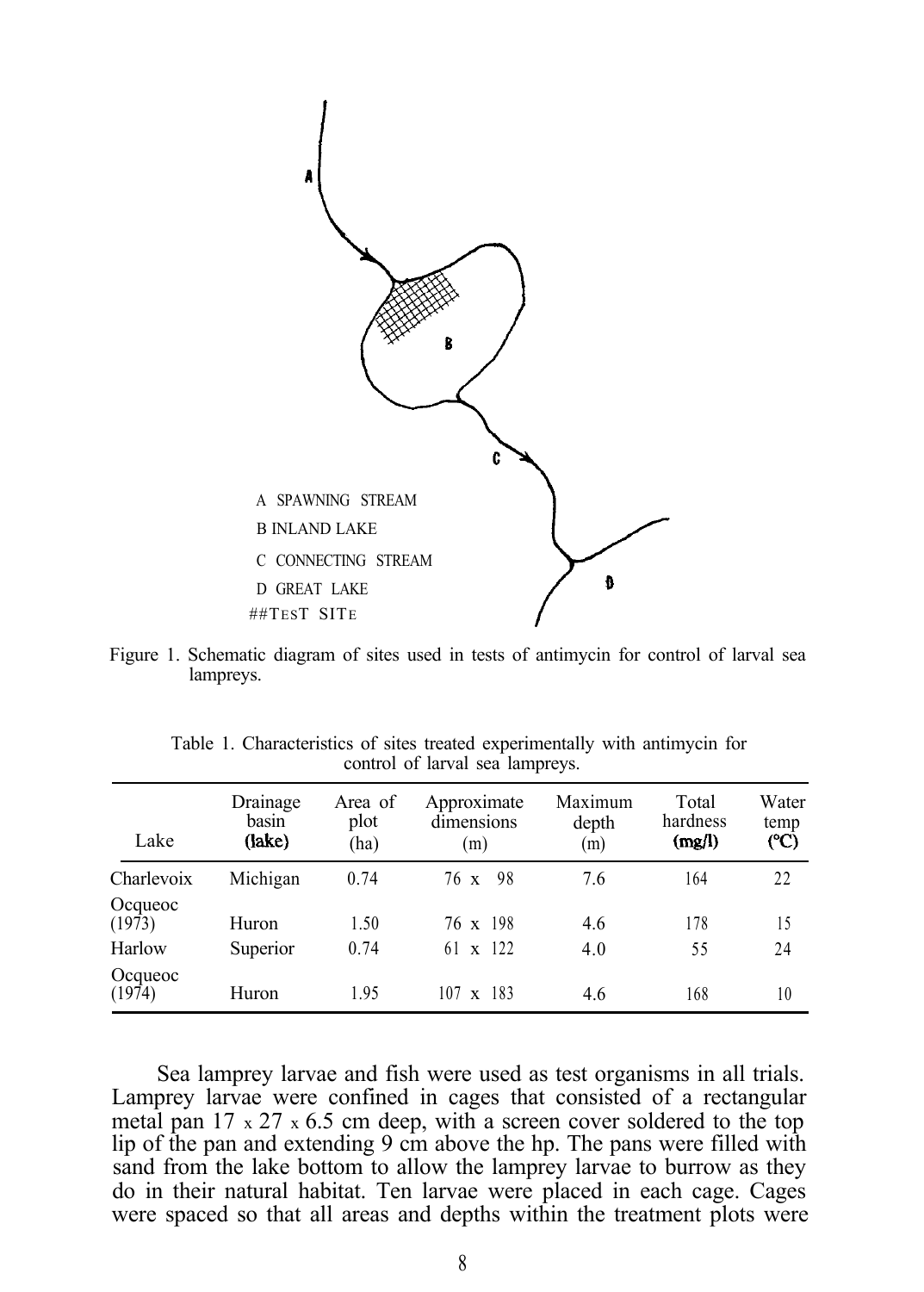A SPAWNING STREAM

B INLAND LAKE

C CONNECTING STREAM

D GREAT LAKE

##TEST SITE

Figure 1. Schematic diagram of sites used in tests of antimycin for control of larval sea lampreys.

Table 1. Characteristics of sites treated experimentally with antimycin for control of larval sea lampreys.

| Lake | Drainage basin (lake) | Area of plot (ha) | Approximate dimensions (m) | Maximum depth (m) | Total hardness (mg/l) | Water temp (°C) |
|---|---|---|---|---|---|---|
| Charlevoix | Michigan | 0.74 | 76 x 98 | 7.6 | 164 | 22 |
| Ocqueoc (1973) | Huron | 1.50 | 76 x 198 | 4.6 | 178 | 15 |
| Harlow | Superior | 0.74 | 61 x 122 | 4.0 | 55 | 24 |
| Ocqueoc (1974) | Huron | 1.95 | 107 x 183 | 4.6 | 168 | 10 |

Sea lamprey larvae and fish were used as test organisms in all trials. Lamprey larvae were confined in cages that consisted of a rectangular metal pan 17 x 27 x 6.5 cm deep, with a screen cover soldered to the top lip of the pan and extending 9 cm above the hp. The pans were filled with sand from the lake bottom to allow the lamprey larvae to burrow as they do in their natural habitat. Ten larvae were placed in each cage. Cages were spaced so that all areas and depths within the treatment plots were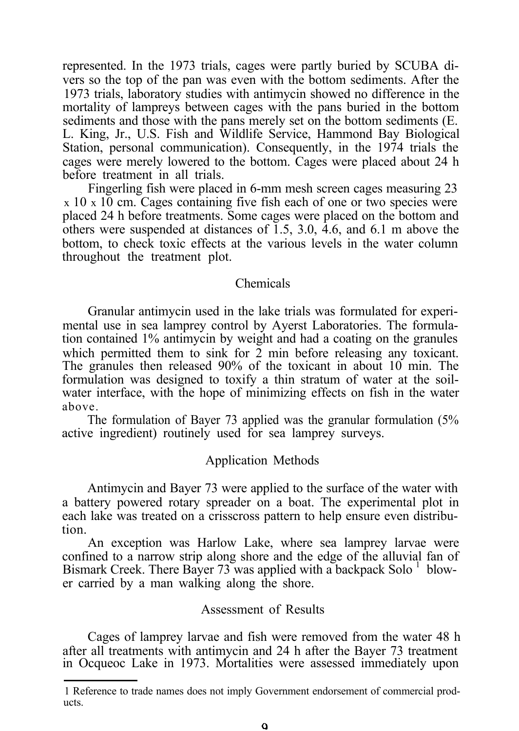represented. In the 1973 trials, cages were partly buried by SCUBA divers so the top of the pan was even with the bottom sediments. After the 1973 trials, laboratory studies with antimycin showed no difference in the mortality of lampreys between cages with the pans buried in the bottom sediments and those with the pans merely set on the bottom sediments (E. L. King, Jr., U.S. Fish and Wildlife Service, Hammond Bay Biological Station, personal communication). Consequently, in the 1974 trials the cages were merely lowered to the bottom. Cages were placed about 24 h before treatment in all trials.

Fingerling fish were placed in 6-mm mesh screen cages measuring 23 x 10 x 10 cm. Cages containing five fish each of one or two species were placed 24 h before treatments. Some cages were placed on the bottom and others were suspended at distances of 1.5, 3.0, 4.6, and 6.1 m above the bottom, to check toxic effects at the various levels in the water column throughout the treatment plot.

## Chemicals

Granular antimycin used in the lake trials was formulated for experimental use in sea lamprey control by Ayerst Laboratories. The formulation contained 1% antimycin by weight and had a coating on the granules which permitted them to sink for 2 min before releasing any toxicant. The granules then released 90% of the toxicant in about 10 min. The formulation was designed to toxify a thin stratum of water at the soil-water interface, with the hope of minimizing effects on fish in the water above.

The formulation of Bayer 73 applied was the granular formulation (5% active ingredient) routinely used for sea lamprey surveys.

## Application Methods

Antimycin and Bayer 73 were applied to the surface of the water with a battery powered rotary spreader on a boat. The experimental plot in each lake was treated on a crisscross pattern to help ensure even distribution.

An exception was Harlow Lake, where sea lamprey larvae were confined to a narrow strip along shore and the edge of the alluvial fan of Bismark Creek. There Bayer 73 was applied with a backpack Solo [1] blower carried by a man walking along the shore.

## Assessment of Results

Cages of lamprey larvae and fish were removed from the water 48 h after all treatments with antimycin and 24 h after the Bayer 73 treatment in Ocqueoc Lake in 1973. Mortalities were assessed immediately upon

1 Reference to trade names does not imply Government endorsement of commercial products.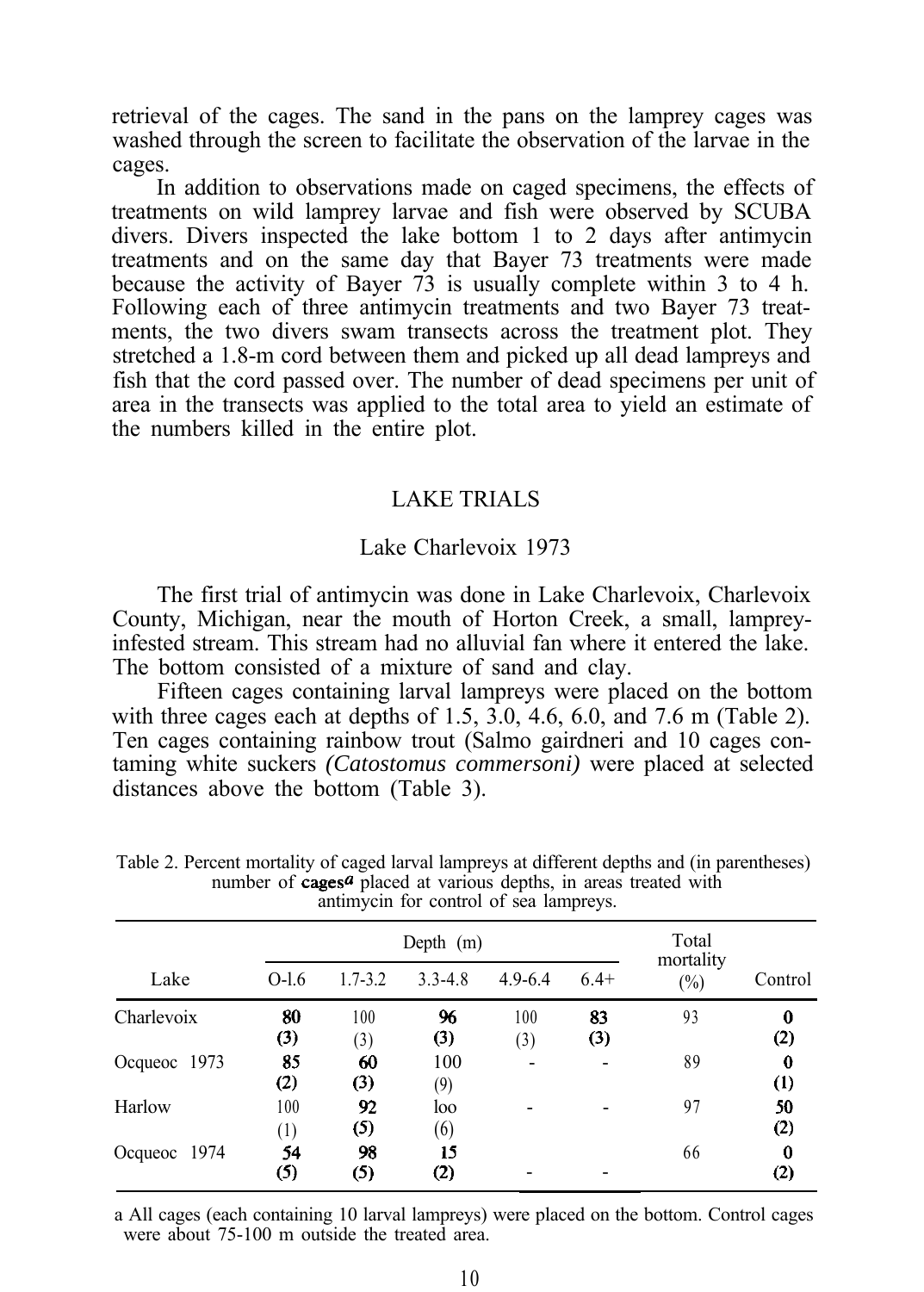retrieval of the cages. The sand in the pans on the lamprey cages was washed through the screen to facilitate the observation of the larvae in the cages.

In addition to observations made on caged specimens, the effects of treatments on wild lamprey larvae and fish were observed by SCUBA divers. Divers inspected the lake bottom 1 to 2 days after antimycin treatments and on the same day that Bayer 73 treatments were made because the activity of Bayer 73 is usually complete within 3 to 4 h. Following each of three antimycin treatments and two Bayer 73 treatments, the two divers swam transects across the treatment plot. They stretched a 1.8-m cord between them and picked up all dead lampreys and fish that the cord passed over. The number of dead specimens per unit of area in the transects was applied to the total area to yield an estimate of the numbers killed in the entire plot.

## LAKE TRIALS

### Lake Charlevoix 1973

The first trial of antimycin was done in Lake Charlevoix, Charlevoix County, Michigan, near the mouth of Horton Creek, a small, lamprey-infested stream. This stream had no alluvial fan where it entered the lake. The bottom consisted of a mixture of sand and clay.

Fifteen cages containing larval lampreys were placed on the bottom with three cages each at depths of 1.5, 3.0, 4.6, 6.0, and 7.6 m (Table 2). Ten cages containing rainbow trout (Salmo gairdneri and 10 cages containing white suckers *(Catostomus commersoni)* were placed at selected distances above the bottom (Table 3).

Table 2. Percent mortality of caged larval lampreys at different depths and (in parentheses) number of cages[a] placed at various depths, in areas treated with antimycin for control of sea lampreys.

| Lake | Depth (m) | | | | | Total mortality (%) | Control |
|---|---|---|---|---|---|---|---|
| | O-l.6 | 1.7-3.2 | 3.3-4.8 | 4.9-6.4 | 6.4+ | | |
| Charlevoix | 80 (3) | 100 (3) | 96 (3) | 100 (3) | 83 (3) | 93 | 0 (2) |
| Ocqueoc 1973 | 85 (2) | 60 (3) | 100 (9) | - | - | 89 | 0 (1) |
| Harlow | 100 (1) | 92 (5) | loo (6) | - | - | 97 | 50 (2) |
| Ocqueoc 1974 | 54 (5) | 98 (5) | 15 (2) | - | - | 66 | 0 (2) |

a All cages (each containing 10 larval lampreys) were placed on the bottom. Control cages were about 75-100 m outside the treated area.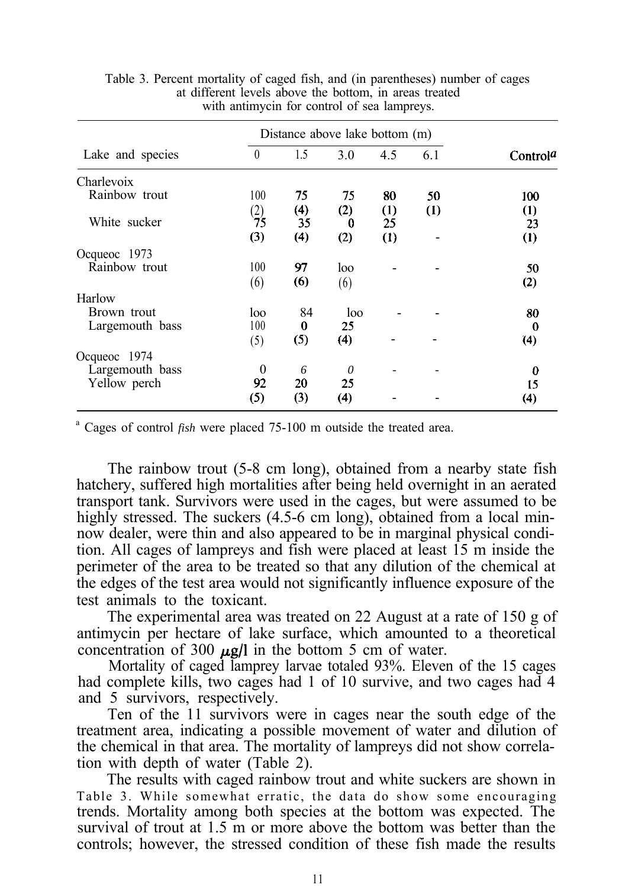Table 3. Percent mortality of caged fish, and (in parentheses) number of cages at different levels above the bottom, in areas treated with antimycin for control of sea lampreys.

| Lake and species | Distance above lake bottom (m) | | | | | Control[a] |
|---|---|---|---|---|---|---|
| | 0 | 1.5 | 3.0 | 4.5 | 6.1 | |
| Charlevoix | | | | | | |
| Rainbow trout | 100 | 75 | 75 | 80 | 50 | 100 |
| | (2) | (4) | (2) | (1) | (1) | (1) |
| White sucker | 75 | 35 | 0 | 25 | | 23 |
| | (3) | (4) | (2) | (1) | - | (1) |
| Ocqueoc 1973 | | | | | | |
| Rainbow trout | 100 | 97 | loo | - | - | 50 |
| | (6) | (6) | (6) | | | (2) |
| Harlow | | | | | | |
| Brown trout | loo | 84 | loo | - | - | 80 |
| Largemouth bass | 100 | 0 | 25 | | | 0 |
| | (5) | (5) | (4) | - | - | (4) |
| Ocqueoc 1974 | | | | | | |
| Largemouth bass | 0 | 6 | 0 | - | - | 0 |
| Yellow perch | 92 | 20 | 25 | | | 15 |
| | (5) | (3) | (4) | - | - | (4) |

[a] Cages of control *fish* were placed 75-100 m outside the treated area.

The rainbow trout (5-8 cm long), obtained from a nearby state fish hatchery, suffered high mortalities after being held overnight in an aerated transport tank. Survivors were used in the cages, but were assumed to be highly stressed. The suckers (4.5-6 cm long), obtained from a local minnow dealer, were thin and also appeared to be in marginal physical condition. All cages of lampreys and fish were placed at least 15 m inside the perimeter of the area to be treated so that any dilution of the chemical at the edges of the test area would not significantly influence exposure of the test animals to the toxicant.

The experimental area was treated on 22 August at a rate of 150 g of antimycin per hectare of lake surface, which amounted to a theoretical concentration of 300 $\mu$g/l in the bottom 5 cm of water.

Mortality of caged lamprey larvae totaled 93%. Eleven of the 15 cages had complete kills, two cages had 1 of 10 survive, and two cages had 4 and 5 survivors, respectively.

Ten of the 11 survivors were in cages near the south edge of the treatment area, indicating a possible movement of water and dilution of the chemical in that area. The mortality of lampreys did not show correlation with depth of water (Table 2).

The results with caged rainbow trout and white suckers are shown in Table 3. While somewhat erratic, the data do show some encouraging trends. Mortality among both species at the bottom was expected. The survival of trout at 1.5 m or more above the bottom was better than the controls; however, the stressed condition of these fish made the results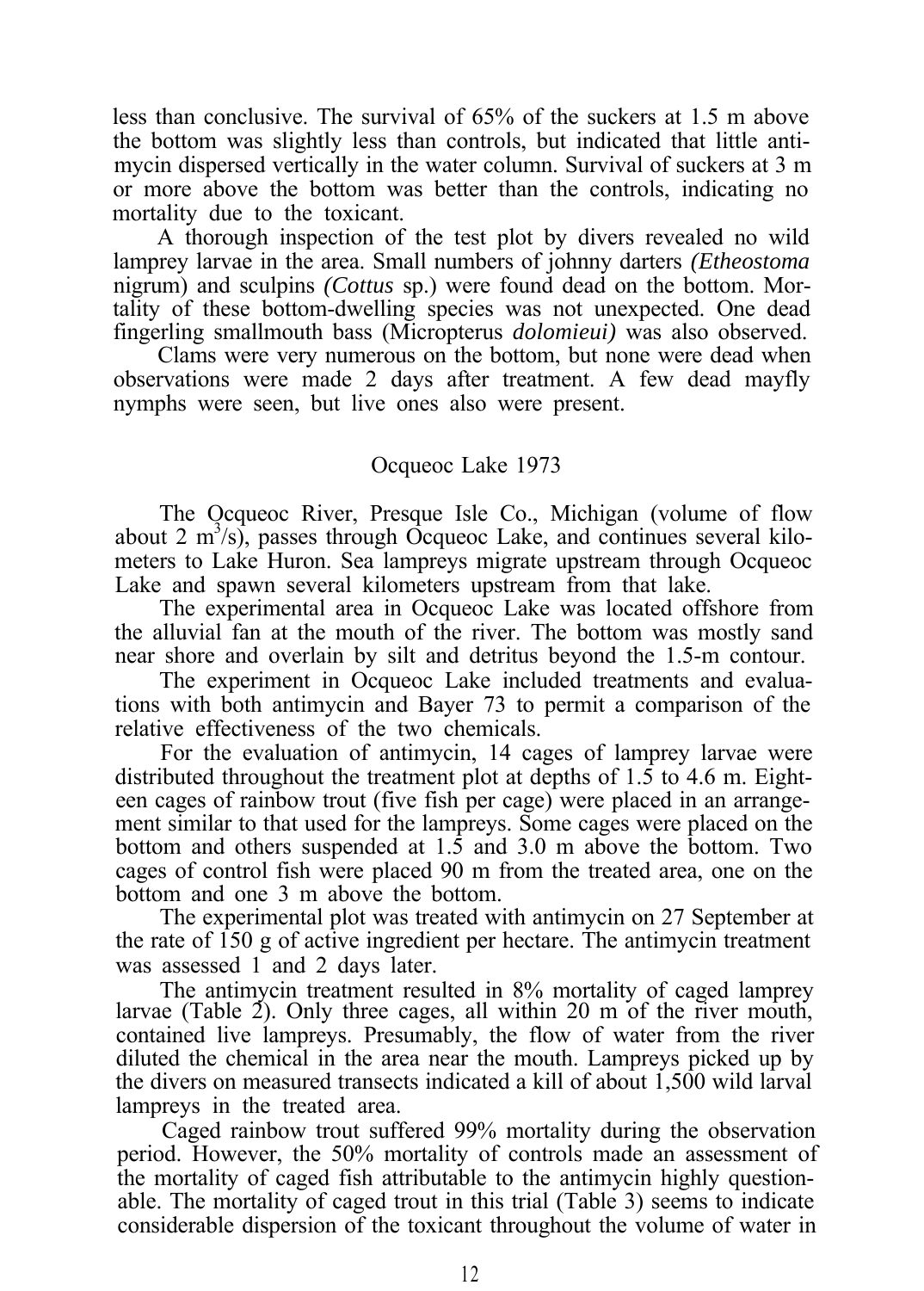less than conclusive. The survival of 65% of the suckers at 1.5 m above the bottom was slightly less than controls, but indicated that little antimycin dispersed vertically in the water column. Survival of suckers at 3 m or more above the bottom was better than the controls, indicating no mortality due to the toxicant.

A thorough inspection of the test plot by divers revealed no wild lamprey larvae in the area. Small numbers of johnny darters *(Etheostoma* nigrum) and sculpins *(Cottus* sp.) were found dead on the bottom. Mortality of these bottom-dwelling species was not unexpected. One dead fingerling smallmouth bass (Micropterus *dolomieui)* was also observed.

Clams were very numerous on the bottom, but none were dead when observations were made 2 days after treatment. A few dead mayfly nymphs were seen, but live ones also were present.

## Ocqueoc Lake 1973

The Ocqueoc River, Presque Isle Co., Michigan (volume of flow about 2 $m^3/s$), passes through Ocqueoc Lake, and continues several kilometers to Lake Huron. Sea lampreys migrate upstream through Ocqueoc Lake and spawn several kilometers upstream from that lake.

The experimental area in Ocqueoc Lake was located offshore from the alluvial fan at the mouth of the river. The bottom was mostly sand near shore and overlain by silt and detritus beyond the 1.5-m contour.

The experiment in Ocqueoc Lake included treatments and evaluations with both antimycin and Bayer 73 to permit a comparison of the relative effectiveness of the two chemicals.

For the evaluation of antimycin, 14 cages of lamprey larvae were distributed throughout the treatment plot at depths of 1.5 to 4.6 m. Eighteen cages of rainbow trout (five fish per cage) were placed in an arrangement similar to that used for the lampreys. Some cages were placed on the bottom and others suspended at 1.5 and 3.0 m above the bottom. Two cages of control fish were placed 90 m from the treated area, one on the bottom and one 3 m above the bottom.

The experimental plot was treated with antimycin on 27 September at the rate of 150 g of active ingredient per hectare. The antimycin treatment was assessed 1 and 2 days later.

The antimycin treatment resulted in 8% mortality of caged lamprey larvae (Table 2). Only three cages, all within 20 m of the river mouth, contained live lampreys. Presumably, the flow of water from the river diluted the chemical in the area near the mouth. Lampreys picked up by the divers on measured transects indicated a kill of about 1,500 wild larval lampreys in the treated area.

Caged rainbow trout suffered 99% mortality during the observation period. However, the 50% mortality of controls made an assessment of the mortality of caged fish attributable to the antimycin highly questionable. The mortality of caged trout in this trial (Table 3) seems to indicate considerable dispersion of the toxicant throughout the volume of water in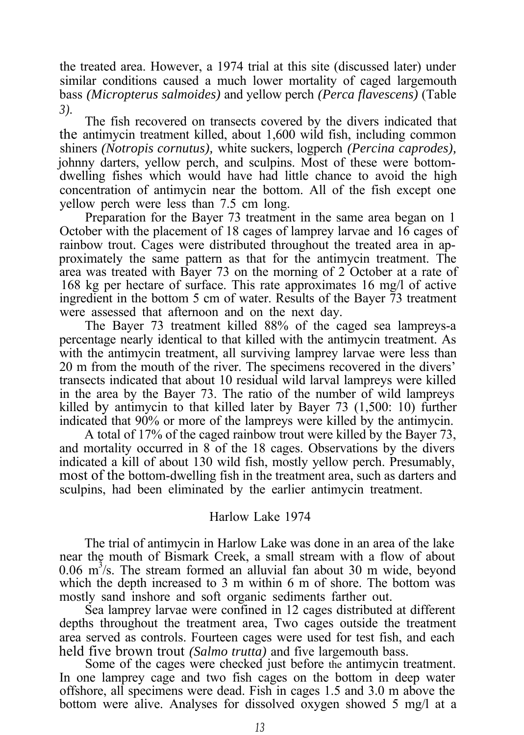the treated area. However, a 1974 trial at this site (discussed later) under similar conditions caused a much lower mortality of caged largemouth bass *(Micropterus salmoides)* and yellow perch *(Perca flavescens)* (Table 3).

The fish recovered on transects covered by the divers indicated that the antimycin treatment killed, about 1,600 wild fish, including common shiners *(Notropis cornutus),* white suckers, logperch *(Percina caprodes),* johnny darters, yellow perch, and sculpins. Most of these were bottom-dwelling fishes which would have had little chance to avoid the high concentration of antimycin near the bottom. All of the fish except one yellow perch were less than 7.5 cm long.

Preparation for the Bayer 73 treatment in the same area began on 1 October with the placement of 18 cages of lamprey larvae and 16 cages of rainbow trout. Cages were distributed throughout the treated area in approximately the same pattern as that for the antimycin treatment. The area was treated with Bayer 73 on the morning of 2 October at a rate of 168 kg per hectare of surface. This rate approximates 16 mg/l of active ingredient in the bottom 5 cm of water. Results of the Bayer 73 treatment were assessed that afternoon and on the next day.

The Bayer 73 treatment killed 88% of the caged sea lampreys-a percentage nearly identical to that killed with the antimycin treatment. As with the antimycin treatment, all surviving lamprey larvae were less than 20 m from the mouth of the river. The specimens recovered in the divers' transects indicated that about 10 residual wild larval lampreys were killed in the area by the Bayer 73. The ratio of the number of wild lampreys killed by antimycin to that killed later by Bayer 73 (1,500: 10) further indicated that 90% or more of the lampreys were killed by the antimycin.

A total of 17% of the caged rainbow trout were killed by the Bayer 73, and mortality occurred in 8 of the 18 cages. Observations by the divers indicated a kill of about 130 wild fish, mostly yellow perch. Presumably, most of the bottom-dwelling fish in the treatment area, such as darters and sculpins, had been eliminated by the earlier antimycin treatment.

## Harlow Lake 1974

The trial of antimycin in Harlow Lake was done in an area of the lake near the mouth of Bismark Creek, a small stream with a flow of about 0.06 $m^3$/s. The stream formed an alluvial fan about 30 m wide, beyond which the depth increased to 3 m within 6 m of shore. The bottom was mostly sand inshore and soft organic sediments farther out.

Sea lamprey larvae were confined in 12 cages distributed at different depths throughout the treatment area, Two cages outside the treatment area served as controls. Fourteen cages were used for test fish, and each held five brown trout *(Salmo trutta)* and five largemouth bass.

Some of the cages were checked just before the antimycin treatment. In one lamprey cage and two fish cages on the bottom in deep water offshore, all specimens were dead. Fish in cages 1.5 and 3.0 m above the bottom were alive. Analyses for dissolved oxygen showed 5 mg/l at a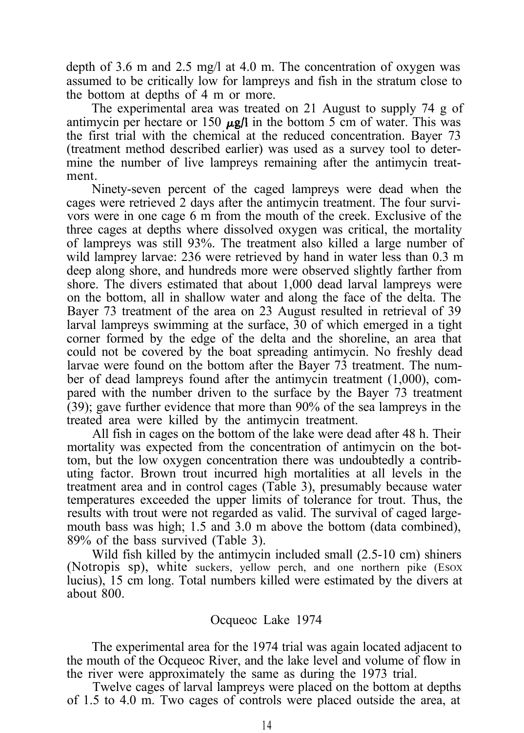depth of 3.6 m and 2.5 mg/l at 4.0 m. The concentration of oxygen was assumed to be critically low for lampreys and fish in the stratum close to the bottom at depths of 4 m or more.

The experimental area was treated on 21 August to supply 74 g of antimycin per hectare or 150 $\mu g/l$ in the bottom 5 cm of water. This was the first trial with the chemical at the reduced concentration. Bayer 73 (treatment method described earlier) was used as a survey tool to determine the number of live lampreys remaining after the antimycin treatment.

Ninety-seven percent of the caged lampreys were dead when the cages were retrieved 2 days after the antimycin treatment. The four survivors were in one cage 6 m from the mouth of the creek. Exclusive of the three cages at depths where dissolved oxygen was critical, the mortality of lampreys was still 93%. The treatment also killed a large number of wild lamprey larvae: 236 were retrieved by hand in water less than 0.3 m deep along shore, and hundreds more were observed slightly farther from shore. The divers estimated that about 1,000 dead larval lampreys were on the bottom, all in shallow water and along the face of the delta. The Bayer 73 treatment of the area on 23 August resulted in retrieval of 39 larval lampreys swimming at the surface, 30 of which emerged in a tight corner formed by the edge of the delta and the shoreline, an area that could not be covered by the boat spreading antimycin. No freshly dead larvae were found on the bottom after the Bayer 73 treatment. The number of dead lampreys found after the antimycin treatment (1,000), compared with the number driven to the surface by the Bayer 73 treatment (39); gave further evidence that more than 90% of the sea lampreys in the treated area were killed by the antimycin treatment.

All fish in cages on the bottom of the lake were dead after 48 h. Their mortality was expected from the concentration of antimycin on the bottom, but the low oxygen concentration there was undoubtedly a contributing factor. Brown trout incurred high mortalities at all levels in the treatment area and in control cages (Table 3), presumably because water temperatures exceeded the upper limits of tolerance for trout. Thus, the results with trout were not regarded as valid. The survival of caged largemouth bass was high; 1.5 and 3.0 m above the bottom (data combined), 89% of the bass survived (Table 3).

Wild fish killed by the antimycin included small (2.5-10 cm) shiners (*Notropis* sp), white suckers, yellow perch, and one northern pike (*Esox lucius*), 15 cm long. Total numbers killed were estimated by the divers at about 800.

## Ocqueoc Lake 1974

The experimental area for the 1974 trial was again located adjacent to the mouth of the Ocqueoc River, and the lake level and volume of flow in the river were approximately the same as during the 1973 trial.

Twelve cages of larval lampreys were placed on the bottom at depths of 1.5 to 4.0 m. Two cages of controls were placed outside the area, at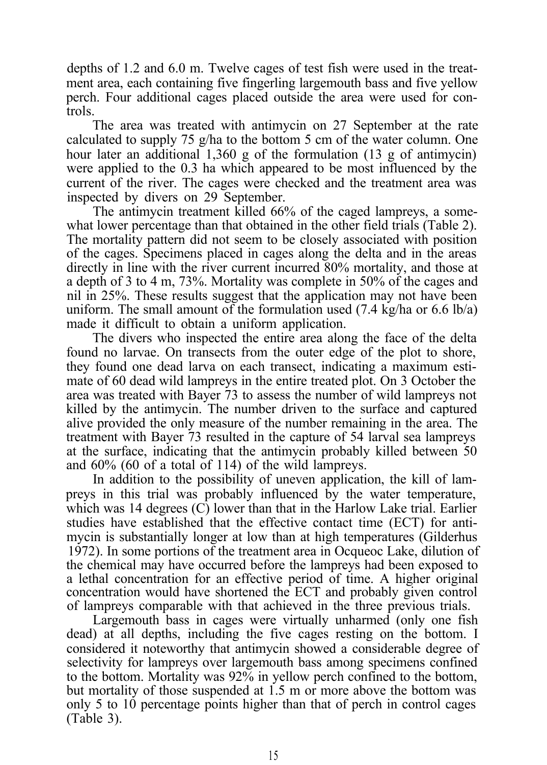depths of 1.2 and 6.0 m. Twelve cages of test fish were used in the treatment area, each containing five fingerling largemouth bass and five yellow perch. Four additional cages placed outside the area were used for controls.

The area was treated with antimycin on 27 September at the rate calculated to supply 75 g/ha to the bottom 5 cm of the water column. One hour later an additional 1,360 g of the formulation (13 g of antimycin) were applied to the 0.3 ha which appeared to be most influenced by the current of the river. The cages were checked and the treatment area was inspected by divers on 29 September.

The antimycin treatment killed 66% of the caged lampreys, a somewhat lower percentage than that obtained in the other field trials (Table 2). The mortality pattern did not seem to be closely associated with position of the cages. Specimens placed in cages along the delta and in the areas directly in line with the river current incurred 80% mortality, and those at a depth of 3 to 4 m, 73%. Mortality was complete in 50% of the cages and nil in 25%. These results suggest that the application may not have been uniform. The small amount of the formulation used (7.4 kg/ha or 6.6 lb/a) made it difficult to obtain a uniform application.

The divers who inspected the entire area along the face of the delta found no larvae. On transects from the outer edge of the plot to shore, they found one dead larva on each transect, indicating a maximum estimate of 60 dead wild lampreys in the entire treated plot. On 3 October the area was treated with Bayer 73 to assess the number of wild lampreys not killed by the antimycin. The number driven to the surface and captured alive provided the only measure of the number remaining in the area. The treatment with Bayer 73 resulted in the capture of 54 larval sea lampreys at the surface, indicating that the antimycin probably killed between 50 and 60% (60 of a total of 114) of the wild lampreys.

In addition to the possibility of uneven application, the kill of lampreys in this trial was probably influenced by the water temperature, which was 14 degrees (C) lower than that in the Harlow Lake trial. Earlier studies have established that the effective contact time (ECT) for antimycin is substantially longer at low than at high temperatures (Gilderhus 1972). In some portions of the treatment area in Ocqueoc Lake, dilution of the chemical may have occurred before the lampreys had been exposed to a lethal concentration for an effective period of time. A higher original concentration would have shortened the ECT and probably given control of lampreys comparable with that achieved in the three previous trials.

Largemouth bass in cages were virtually unharmed (only one fish dead) at all depths, including the five cages resting on the bottom. I considered it noteworthy that antimycin showed a considerable degree of selectivity for lampreys over largemouth bass among specimens confined to the bottom. Mortality was 92% in yellow perch confined to the bottom, but mortality of those suspended at 1.5 m or more above the bottom was only 5 to 10 percentage points higher than that of perch in control cages (Table 3).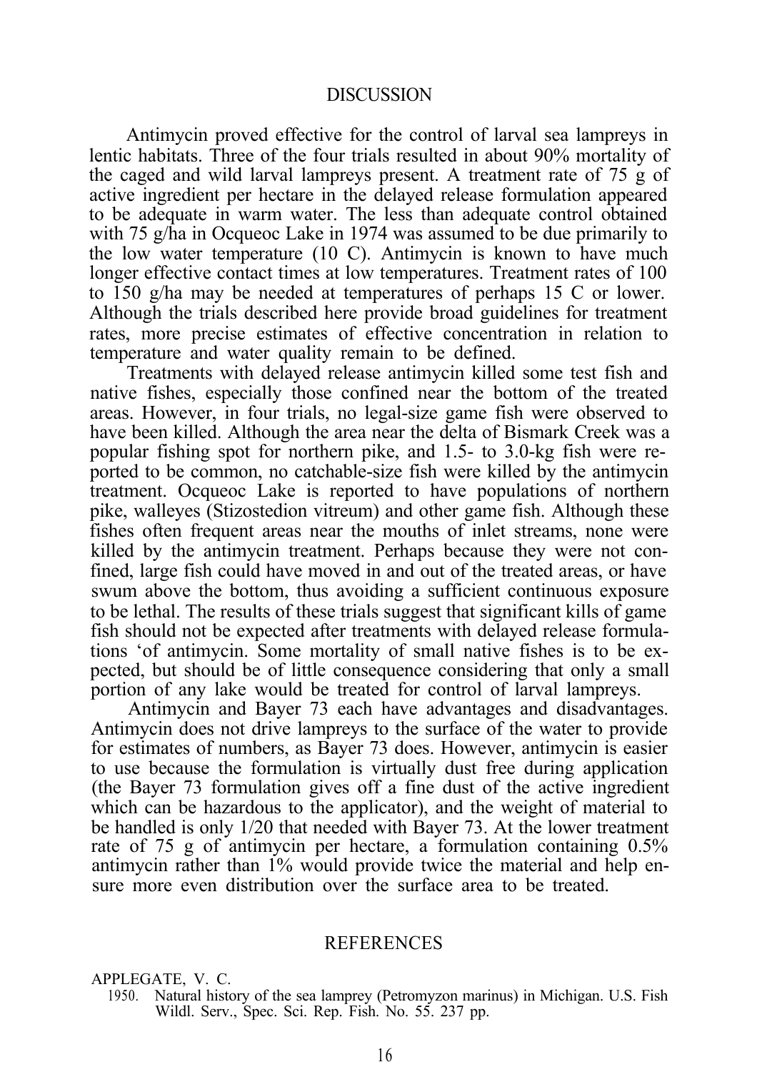## DISCUSSION

Antimycin proved effective for the control of larval sea lampreys in lentic habitats. Three of the four trials resulted in about 90% mortality of the caged and wild larval lampreys present. A treatment rate of 75 g of active ingredient per hectare in the delayed release formulation appeared to be adequate in warm water. The less than adequate control obtained with 75 g/ha in Ocqueoc Lake in 1974 was assumed to be due primarily to the low water temperature (10 C). Antimycin is known to have much longer effective contact times at low temperatures. Treatment rates of 100 to 150 g/ha may be needed at temperatures of perhaps 15 C or lower. Although the trials described here provide broad guidelines for treatment rates, more precise estimates of effective concentration in relation to temperature and water quality remain to be defined.

Treatments with delayed release antimycin killed some test fish and native fishes, especially those confined near the bottom of the treated areas. However, in four trials, no legal-size game fish were observed to have been killed. Although the area near the delta of Bismark Creek was a popular fishing spot for northern pike, and 1.5- to 3.0-kg fish were reported to be common, no catchable-size fish were killed by the antimycin treatment. Ocqueoc Lake is reported to have populations of northern pike, walleyes (Stizostedion vitreum) and other game fish. Although these fishes often frequent areas near the mouths of inlet streams, none were killed by the antimycin treatment. Perhaps because they were not confined, large fish could have moved in and out of the treated areas, or have swum above the bottom, thus avoiding a sufficient continuous exposure to be lethal. The results of these trials suggest that significant kills of game fish should not be expected after treatments with delayed release formulations 'of antimycin. Some mortality of small native fishes is to be expected, but should be of little consequence considering that only a small portion of any lake would be treated for control of larval lampreys.

Antimycin and Bayer 73 each have advantages and disadvantages. Antimycin does not drive lampreys to the surface of the water to provide for estimates of numbers, as Bayer 73 does. However, antimycin is easier to use because the formulation is virtually dust free during application (the Bayer 73 formulation gives off a fine dust of the active ingredient which can be hazardous to the applicator), and the weight of material to be handled is only 1/20 that needed with Bayer 73. At the lower treatment rate of 75 g of antimycin per hectare, a formulation containing 0.5% antimycin rather than 1% would provide twice the material and help ensure more even distribution over the surface area to be treated.

## REFERENCES

APPLEGATE, V. C.

1950. Natural history of the sea lamprey (Petromyzon marinus) in Michigan. U.S. Fish Wildl. Serv., Spec. Sci. Rep. Fish. No. 55. 237 pp.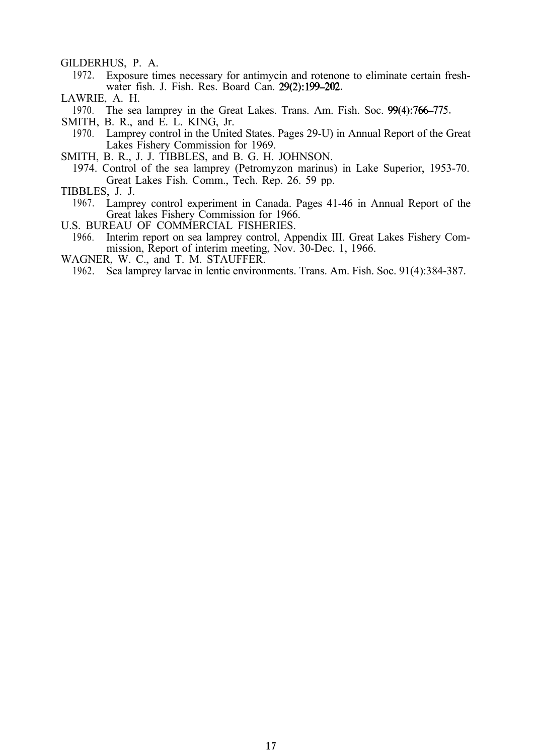GILDERHUS, P. A.

1972. Exposure times necessary for antimycin and rotenone to eliminate certain freshwater fish. J. Fish. Res. Board Can. 29(2):199–202.

LAWRIE, A. H.

1970. The sea lamprey in the Great Lakes. Trans. Am. Fish. Soc. 99(4):766–775.

SMITH, B. R., and E. L. KING, Jr.

1970. Lamprey control in the United States. Pages 29-U) in Annual Report of the Great Lakes Fishery Commission for 1969.

SMITH, B. R., J. J. TIBBLES, and B. G. H. JOHNSON.

1974. Control of the sea lamprey (Petromyzon marinus) in Lake Superior, 1953-70. Great Lakes Fish. Comm., Tech. Rep. 26. 59 pp.

TIBBLES, J. J.

1967. Lamprey control experiment in Canada. Pages 41-46 in Annual Report of the Great lakes Fishery Commission for 1966.

U.S. BUREAU OF COMMERCIAL FISHERIES.

1966. Interim report on sea lamprey control, Appendix III. Great Lakes Fishery Commission, Report of interim meeting, Nov. 30-Dec. 1, 1966.

WAGNER, W. C., and T. M. STAUFFER.

1962. Sea lamprey larvae in lentic environments. Trans. Am. Fish. Soc. 91(4):384-387.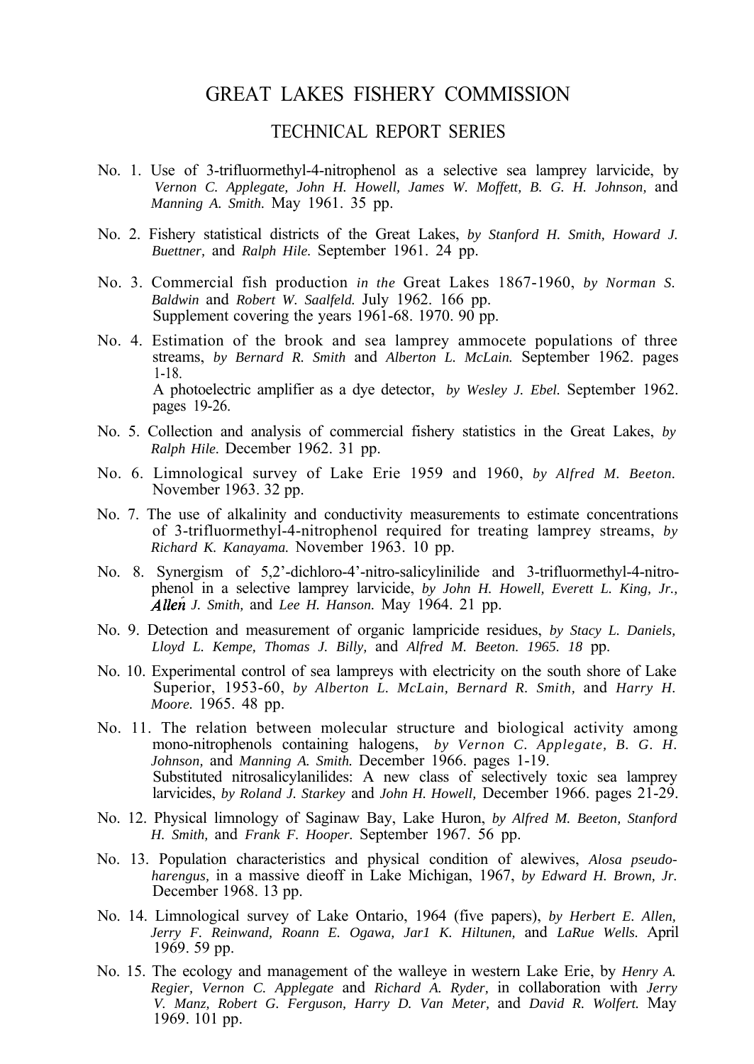# GREAT LAKES FISHERY COMMISSION

## TECHNICAL REPORT SERIES

No. 1. Use of 3-trifluormethyl-4-nitrophenol as a selective sea lamprey larvicide, by *Vernon C. Applegate, John H. Howell, James W. Moffett, B. G. H. Johnson,* and *Manning A. Smith.* May 1961. 35 pp.

No. 2. Fishery statistical districts of the Great Lakes, *by Stanford H. Smith, Howard J. Buettner,* and *Ralph Hile.* September 1961. 24 pp.

No. 3. Commercial fish production *in the* Great Lakes 1867-1960, *by Norman S. Baldwin* and *Robert W. Saalfeld.* July 1962. 166 pp.
Supplement covering the years 1961-68. 1970. 90 pp.

No. 4. Estimation of the brook and sea lamprey ammocete populations of three streams, *by Bernard R. Smith* and *Alberton L. McLain.* September 1962. pages 1-18.
A photoelectric amplifier as a dye detector, *by Wesley J. Ebel.* September 1962. pages 19-26.

No. 5. Collection and analysis of commercial fishery statistics in the Great Lakes, *by Ralph Hile.* December 1962. 31 pp.

No. 6. Limnological survey of Lake Erie 1959 and 1960, *by Alfred M. Beeton.* November 1963. 32 pp.

No. 7. The use of alkalinity and conductivity measurements to estimate concentrations of 3-trifluormethyl-4-nitrophenol required for treating lamprey streams, *by Richard K. Kanayama.* November 1963. 10 pp.

No. 8. Synergism of 5,2'-dichloro-4'-nitro-salicylinilide and 3-trifluormethyl-4-nitrophenol in a selective lamprey larvicide, *by John H. Howell, Everett L. King, Jr., Allen J. Smith,* and *Lee H. Hanson.* May 1964. 21 pp.

No. 9. Detection and measurement of organic lampricide residues, *by Stacy L. Daniels, Lloyd L. Kempe, Thomas J. Billy,* and *Alfred M. Beeton. 1965. 18* pp.

No. 10. Experimental control of sea lampreys with electricity on the south shore of Lake Superior, 1953-60, *by Alberton L. McLain, Bernard R. Smith,* and *Harry H. Moore.* 1965. 48 pp.

No. 11. The relation between molecular structure and biological activity among mono-nitrophenols containing halogens, *by Vernon C. Applegate, B. G. H. Johnson,* and *Manning A. Smith.* December 1966. pages 1-19.
Substituted nitrosalicylanilides: A new class of selectively toxic sea lamprey larvicides, *by Roland J. Starkey* and *John H. Howell,* December 1966. pages 21-29.

No. 12. Physical limnology of Saginaw Bay, Lake Huron, *by Alfred M. Beeton, Stanford H. Smith,* and *Frank F. Hooper.* September 1967. 56 pp.

No. 13. Population characteristics and physical condition of alewives, *Alosa pseudoharengus,* in a massive dieoff in Lake Michigan, 1967, *by Edward H. Brown, Jr.* December 1968. 13 pp.

No. 14. Limnological survey of Lake Ontario, 1964 (five papers), *by Herbert E. Allen, Jerry F. Reinwand, Roann E. Ogawa, Jar1 K. Hiltunen,* and *LaRue Wells.* April 1969. 59 pp.

No. 15. The ecology and management of the walleye in western Lake Erie, by *Henry A. Regier, Vernon C. Applegate* and *Richard A. Ryder,* in collaboration with *Jerry V. Manz, Robert G. Ferguson, Harry D. Van Meter,* and *David R. Wolfert.* May 1969. 101 pp.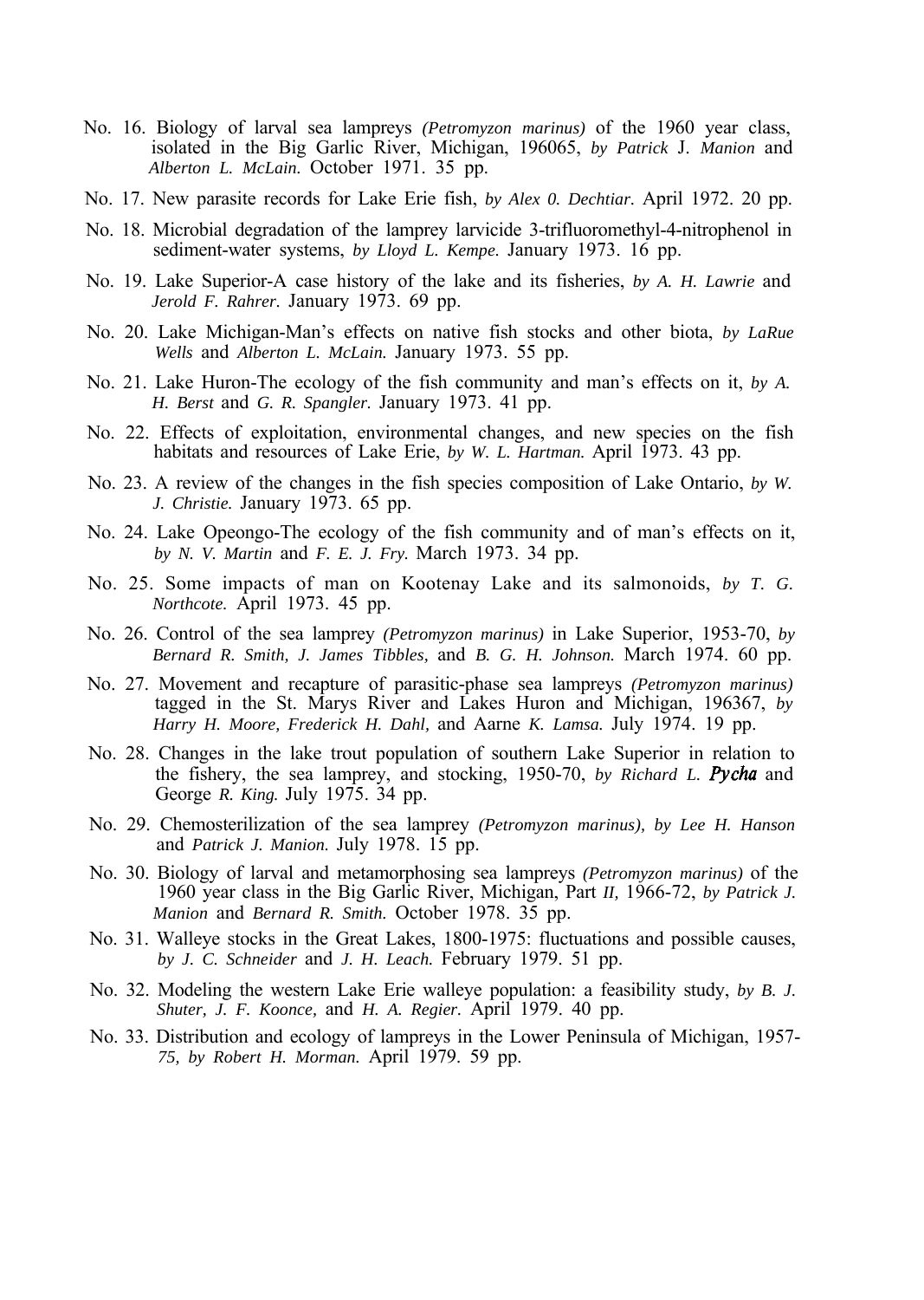No. 16. Biology of larval sea lampreys *(Petromyzon marinus)* of the 1960 year class, isolated in the Big Garlic River, Michigan, 196065, *by Patrick* J. *Manion* and *Alberton L. McLain.* October 1971. 35 pp.

No. 17. New parasite records for Lake Erie fish, *by Alex 0. Dechtiar.* April 1972. 20 pp.

No. 18. Microbial degradation of the lamprey larvicide 3-trifluoromethyl-4-nitrophenol in sediment-water systems, *by Lloyd L. Kempe.* January 1973. 16 pp.

No. 19. Lake Superior-A case history of the lake and its fisheries, *by A. H. Lawrie* and *Jerold F. Rahrer.* January 1973. 69 pp.

No. 20. Lake Michigan-Man's effects on native fish stocks and other biota, *by LaRue Wells* and *Alberton L. McLain.* January 1973. 55 pp.

No. 21. Lake Huron-The ecology of the fish community and man's effects on it, *by A. H. Berst* and *G. R. Spangler.* January 1973. 41 pp.

No. 22. Effects of exploitation, environmental changes, and new species on the fish habitats and resources of Lake Erie, *by W. L. Hartman.* April 1973. 43 pp.

No. 23. A review of the changes in the fish species composition of Lake Ontario, *by W. J. Christie.* January 1973. 65 pp.

No. 24. Lake Opeongo-The ecology of the fish community and of man's effects on it, *by N. V. Martin* and *F. E. J. Fry.* March 1973. 34 pp.

No. 25. Some impacts of man on Kootenay Lake and its salmonoids, *by T. G. Northcote.* April 1973. 45 pp.

No. 26. Control of the sea lamprey *(Petromyzon marinus)* in Lake Superior, 1953-70, *by Bernard R. Smith, J. James Tibbles,* and *B. G. H. Johnson.* March 1974. 60 pp.

No. 27. Movement and recapture of parasitic-phase sea lampreys *(Petromyzon marinus)* tagged in the St. Marys River and Lakes Huron and Michigan, 196367, *by Harry H. Moore, Frederick H. Dahl,* and Aarne *K. Lamsa.* July 1974. 19 pp.

No. 28. Changes in the lake trout population of southern Lake Superior in relation to the fishery, the sea lamprey, and stocking, 1950-70, *by Richard L. Pycha* and George *R. King.* July 1975. 34 pp.

No. 29. Chemosterilization of the sea lamprey *(Petromyzon marinus), by Lee H. Hanson* and *Patrick J. Manion.* July 1978. 15 pp.

No. 30. Biology of larval and metamorphosing sea lampreys *(Petromyzon marinus)* of the 1960 year class in the Big Garlic River, Michigan, Part *II,* 1966-72, *by Patrick J. Manion* and *Bernard R. Smith.* October 1978. 35 pp.

No. 31. Walleye stocks in the Great Lakes, 1800-1975: fluctuations and possible causes, *by J. C. Schneider* and *J. H. Leach.* February 1979. 51 pp.

No. 32. Modeling the western Lake Erie walleye population: a feasibility study, *by B. J. Shuter, J. F. Koonce,* and *H. A. Regier.* April 1979. 40 pp.

No. 33. Distribution and ecology of lampreys in the Lower Peninsula of Michigan, 1957-*75, by Robert H. Morman.* April 1979. 59 pp.